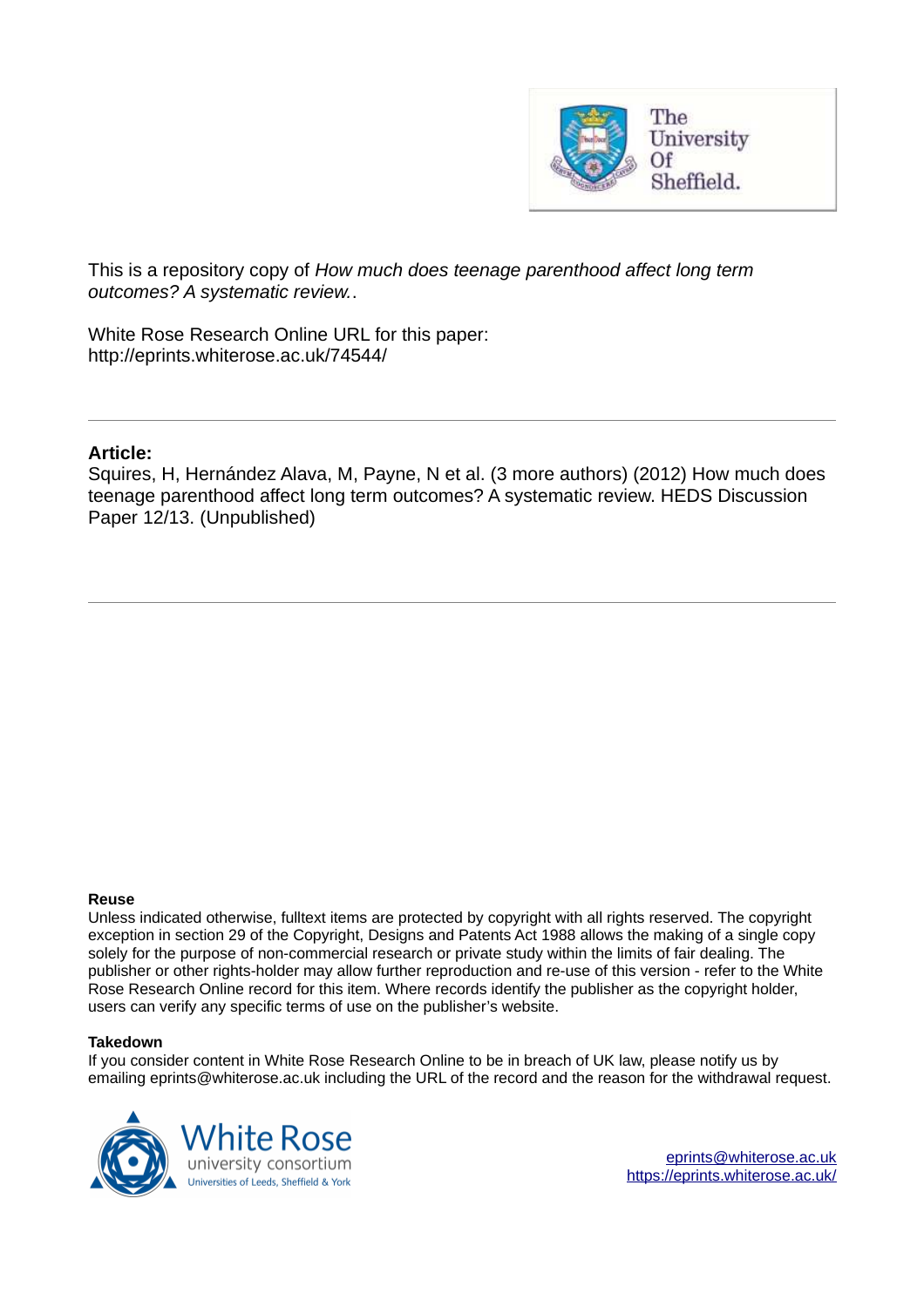This is a repository copy of *How much does teenage parenthood affect long term outcomes? A systematic review.*.

White Rose Research Online URL for this paper:
http://eprints.whiterose.ac.uk/74544/

---

**Article:**

Squires, H, Hernández Alava, M, Payne, N et al. (3 more authors) (2012) How much does teenage parenthood affect long term outcomes? A systematic review. HEDS Discussion Paper 12/13. (Unpublished)

---

**Reuse**

Unless indicated otherwise, fulltext items are protected by copyright with all rights reserved. The copyright exception in section 29 of the Copyright, Designs and Patents Act 1988 allows the making of a single copy solely for the purpose of non-commercial research or private study within the limits of fair dealing. The publisher or other rights-holder may allow further reproduction and re-use of this version - refer to the White Rose Research Online record for this item. Where records identify the publisher as the copyright holder, users can verify any specific terms of use on the publisher's website.

**Takedown**

If you consider content in White Rose Research Online to be in breach of UK law, please notify us by emailing eprints@whiterose.ac.uk including the URL of the record and the reason for the withdrawal request.

eprints@whiterose.ac.uk
https://eprints.whiterose.ac.uk/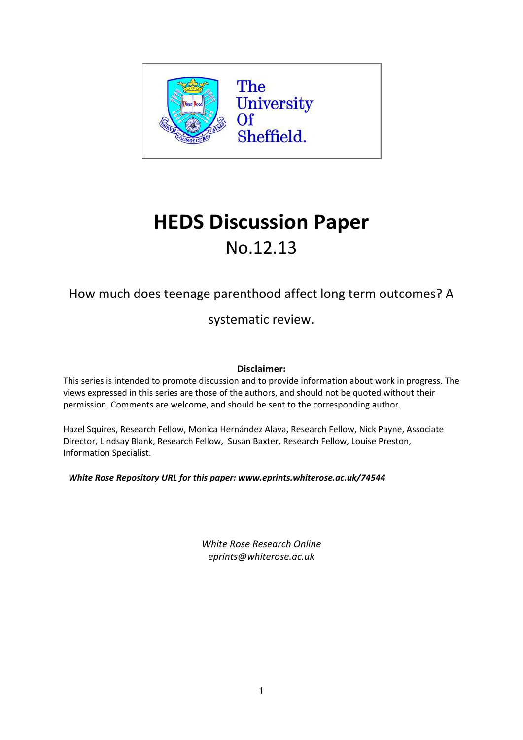# HEDS Discussion Paper

No.12.13

How much does teenage parenthood affect long term outcomes? A systematic review.

**Disclaimer:**

This series is intended to promote discussion and to provide information about work in progress. The views expressed in this series are those of the authors, and should not be quoted without their permission. Comments are welcome, and should be sent to the corresponding author.

Hazel Squires, Research Fellow, Monica Hernández Alava, Research Fellow, Nick Payne, Associate Director, Lindsay Blank, Research Fellow, Susan Baxter, Research Fellow, Louise Preston, Information Specialist.

***White Rose Repository URL for this paper: www.eprints.whiterose.ac.uk/74544***

*White Rose Research Online*
*eprints@whiterose.ac.uk*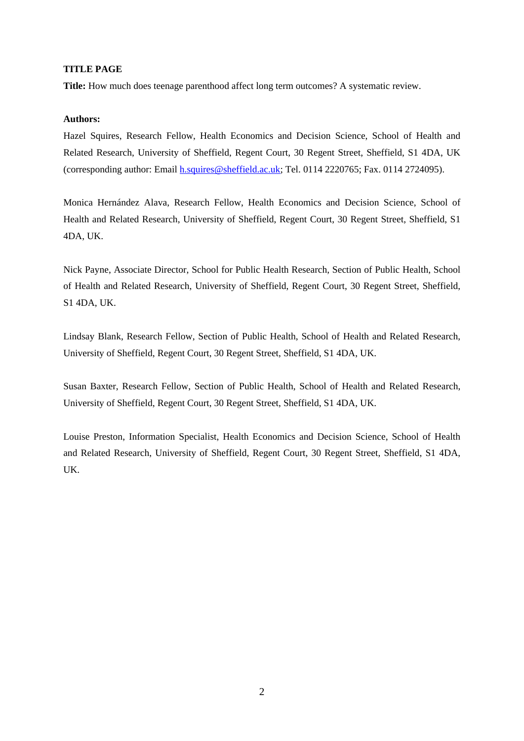**TITLE PAGE**

**Title:** How much does teenage parenthood affect long term outcomes? A systematic review.

**Authors:**

Hazel Squires, Research Fellow, Health Economics and Decision Science, School of Health and Related Research, University of Sheffield, Regent Court, 30 Regent Street, Sheffield, S1 4DA, UK (corresponding author: Email h.squires@sheffield.ac.uk; Tel. 0114 2220765; Fax. 0114 2724095).

Monica Hernández Alava, Research Fellow, Health Economics and Decision Science, School of Health and Related Research, University of Sheffield, Regent Court, 30 Regent Street, Sheffield, S1 4DA, UK.

Nick Payne, Associate Director, School for Public Health Research, Section of Public Health, School of Health and Related Research, University of Sheffield, Regent Court, 30 Regent Street, Sheffield, S1 4DA, UK.

Lindsay Blank, Research Fellow, Section of Public Health, School of Health and Related Research, University of Sheffield, Regent Court, 30 Regent Street, Sheffield, S1 4DA, UK.

Susan Baxter, Research Fellow, Section of Public Health, School of Health and Related Research, University of Sheffield, Regent Court, 30 Regent Street, Sheffield, S1 4DA, UK.

Louise Preston, Information Specialist, Health Economics and Decision Science, School of Health and Related Research, University of Sheffield, Regent Court, 30 Regent Street, Sheffield, S1 4DA, UK.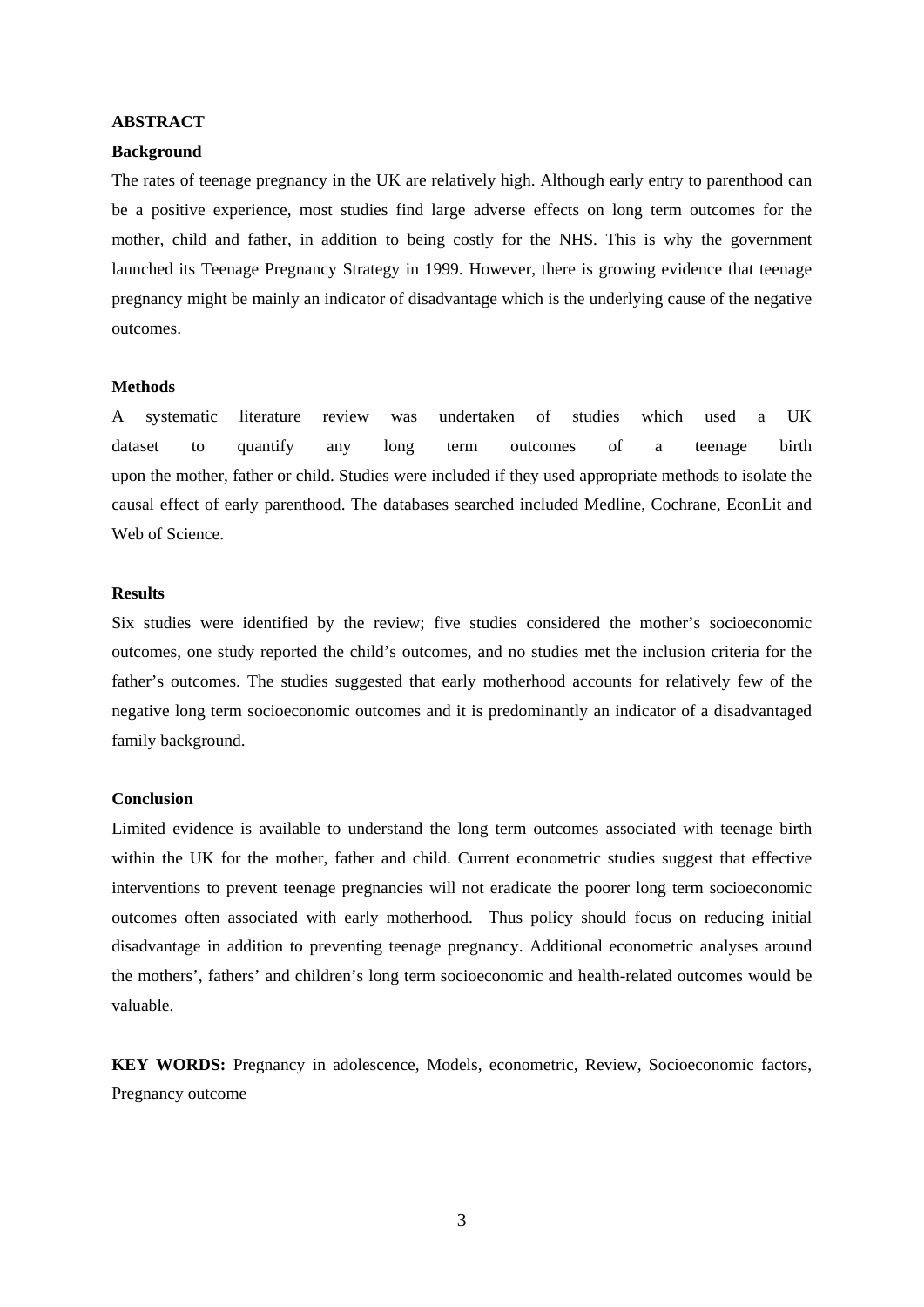**ABSTRACT**

**Background**

The rates of teenage pregnancy in the UK are relatively high. Although early entry to parenthood can be a positive experience, most studies find large adverse effects on long term outcomes for the mother, child and father, in addition to being costly for the NHS. This is why the government launched its Teenage Pregnancy Strategy in 1999. However, there is growing evidence that teenage pregnancy might be mainly an indicator of disadvantage which is the underlying cause of the negative outcomes.

**Methods**

A systematic literature review was undertaken of studies which used a UK dataset to quantify any long term outcomes of a teenage birth upon the mother, father or child. Studies were included if they used appropriate methods to isolate the causal effect of early parenthood. The databases searched included Medline, Cochrane, EconLit and Web of Science.

**Results**

Six studies were identified by the review; five studies considered the mother's socioeconomic outcomes, one study reported the child's outcomes, and no studies met the inclusion criteria for the father's outcomes. The studies suggested that early motherhood accounts for relatively few of the negative long term socioeconomic outcomes and it is predominantly an indicator of a disadvantaged family background.

**Conclusion**

Limited evidence is available to understand the long term outcomes associated with teenage birth within the UK for the mother, father and child. Current econometric studies suggest that effective interventions to prevent teenage pregnancies will not eradicate the poorer long term socioeconomic outcomes often associated with early motherhood. Thus policy should focus on reducing initial disadvantage in addition to preventing teenage pregnancy. Additional econometric analyses around the mothers', fathers' and children's long term socioeconomic and health-related outcomes would be valuable.

**KEY WORDS:** Pregnancy in adolescence, Models, econometric, Review, Socioeconomic factors, Pregnancy outcome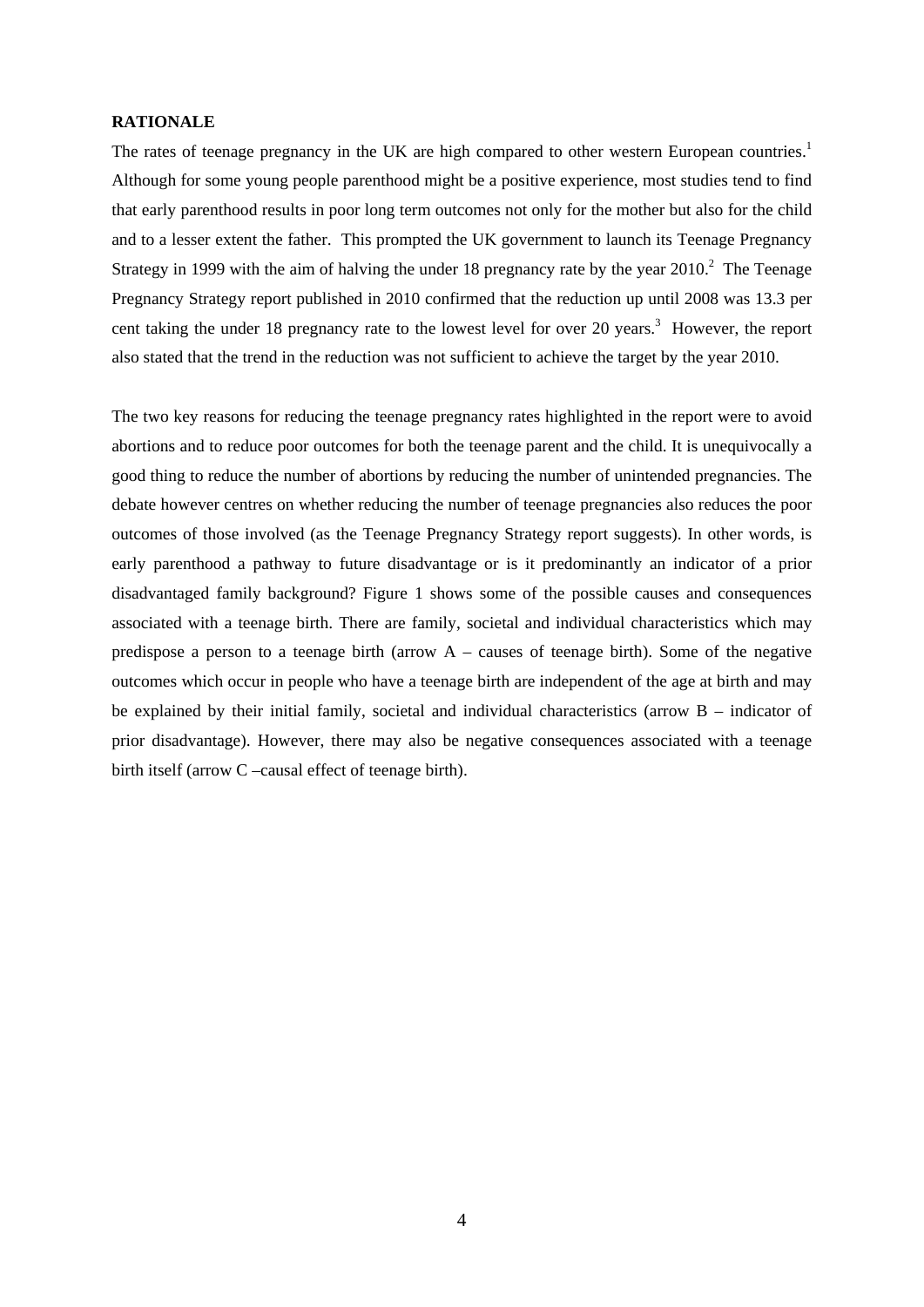**RATIONALE**

The rates of teenage pregnancy in the UK are high compared to other western European countries.[1] Although for some young people parenthood might be a positive experience, most studies tend to find that early parenthood results in poor long term outcomes not only for the mother but also for the child and to a lesser extent the father. This prompted the UK government to launch its Teenage Pregnancy Strategy in 1999 with the aim of halving the under 18 pregnancy rate by the year 2010.[2] The Teenage Pregnancy Strategy report published in 2010 confirmed that the reduction up until 2008 was 13.3 per cent taking the under 18 pregnancy rate to the lowest level for over 20 years.[3] However, the report also stated that the trend in the reduction was not sufficient to achieve the target by the year 2010.

The two key reasons for reducing the teenage pregnancy rates highlighted in the report were to avoid abortions and to reduce poor outcomes for both the teenage parent and the child. It is unequivocally a good thing to reduce the number of abortions by reducing the number of unintended pregnancies. The debate however centres on whether reducing the number of teenage pregnancies also reduces the poor outcomes of those involved (as the Teenage Pregnancy Strategy report suggests). In other words, is early parenthood a pathway to future disadvantage or is it predominantly an indicator of a prior disadvantaged family background? Figure 1 shows some of the possible causes and consequences associated with a teenage birth. There are family, societal and individual characteristics which may predispose a person to a teenage birth (arrow A – causes of teenage birth). Some of the negative outcomes which occur in people who have a teenage birth are independent of the age at birth and may be explained by their initial family, societal and individual characteristics (arrow B – indicator of prior disadvantage). However, there may also be negative consequences associated with a teenage birth itself (arrow C –causal effect of teenage birth).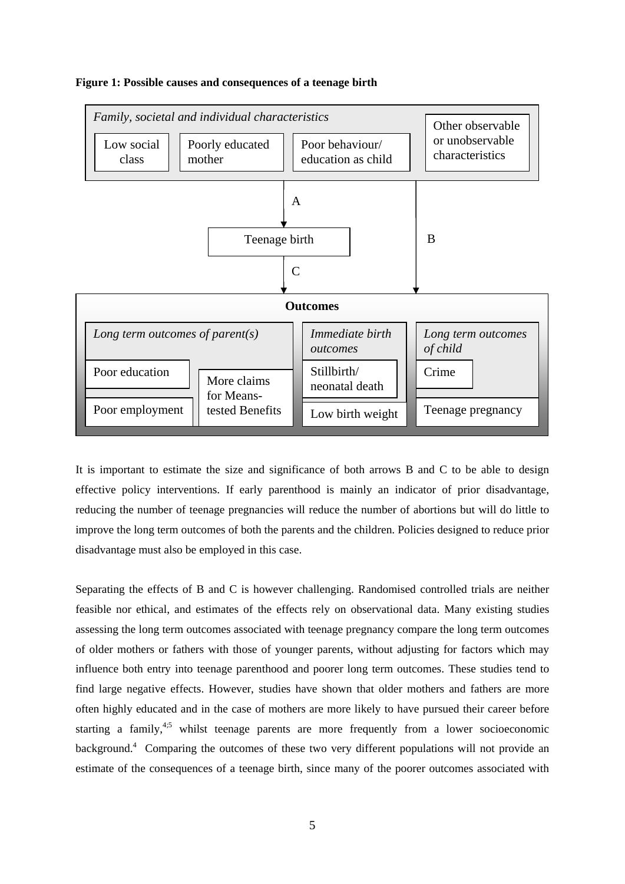**Figure 1: Possible causes and consequences of a teenage birth**

*Family, societal and individual characteristics*

- Low social class
- Poorly educated mother
- Poor behaviour/ education as child
- Other observable or unobservable characteristics

A → Teenage birth

B

C

**Outcomes**

*Long term outcomes of parent(s)*

- Poor education
- Poor employment
- More claims for Means-tested Benefits

*Immediate birth outcomes*

- Stillbirth/ neonatal death
- Low birth weight

*Long term outcomes of child*

- Crime
- Teenage pregnancy

It is important to estimate the size and significance of both arrows B and C to be able to design effective policy interventions. If early parenthood is mainly an indicator of prior disadvantage, reducing the number of teenage pregnancies will reduce the number of abortions but will do little to improve the long term outcomes of both the parents and the children. Policies designed to reduce prior disadvantage must also be employed in this case.

Separating the effects of B and C is however challenging. Randomised controlled trials are neither feasible nor ethical, and estimates of the effects rely on observational data. Many existing studies assessing the long term outcomes associated with teenage pregnancy compare the long term outcomes of older mothers or fathers with those of younger parents, without adjusting for factors which may influence both entry into teenage parenthood and poorer long term outcomes. These studies tend to find large negative effects. However, studies have shown that older mothers and fathers are more often highly educated and in the case of mothers are more likely to have pursued their career before starting a family,[4;5] whilst teenage parents are more frequently from a lower socioeconomic background.[4] Comparing the outcomes of these two very different populations will not provide an estimate of the consequences of a teenage birth, since many of the poorer outcomes associated with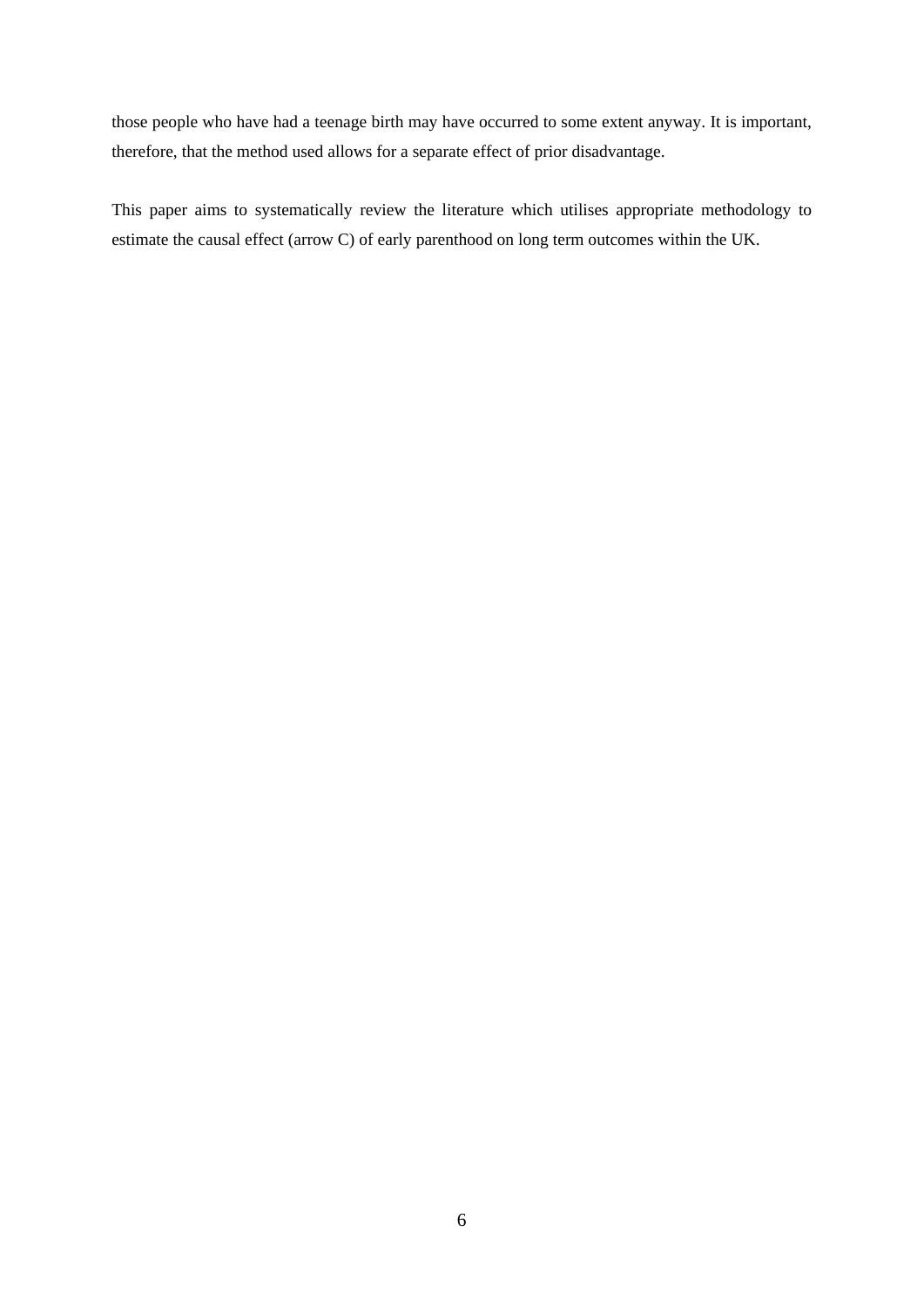those people who have had a teenage birth may have occurred to some extent anyway. It is important, therefore, that the method used allows for a separate effect of prior disadvantage.

This paper aims to systematically review the literature which utilises appropriate methodology to estimate the causal effect (arrow C) of early parenthood on long term outcomes within the UK.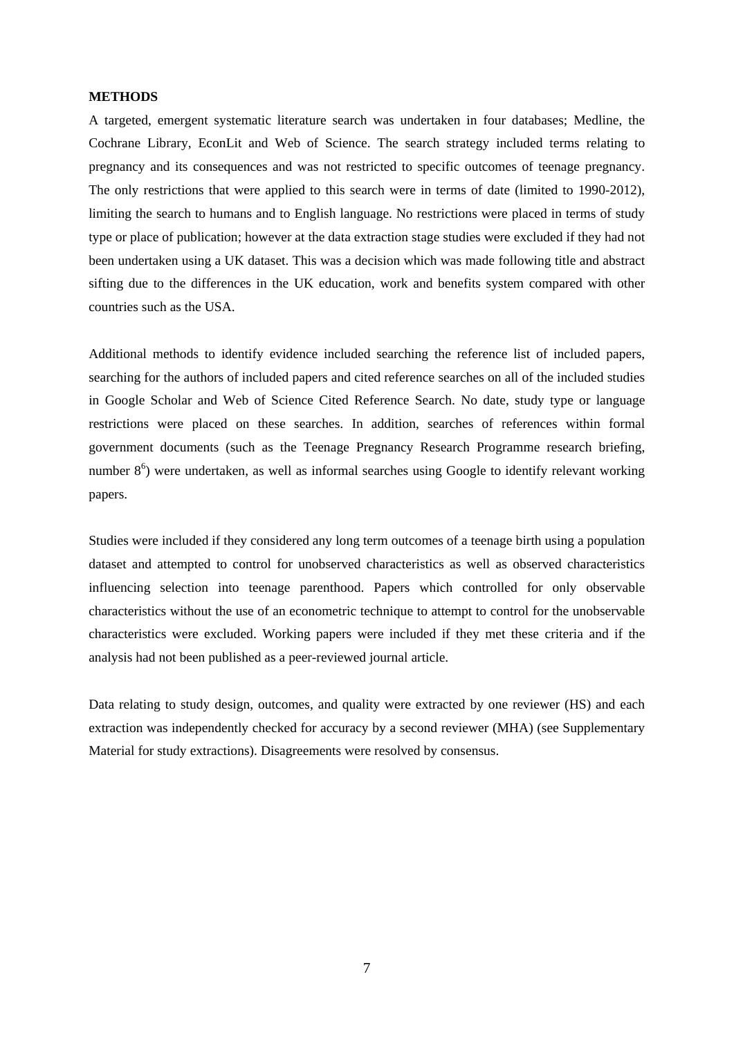**METHODS**

A targeted, emergent systematic literature search was undertaken in four databases; Medline, the Cochrane Library, EconLit and Web of Science. The search strategy included terms relating to pregnancy and its consequences and was not restricted to specific outcomes of teenage pregnancy. The only restrictions that were applied to this search were in terms of date (limited to 1990-2012), limiting the search to humans and to English language. No restrictions were placed in terms of study type or place of publication; however at the data extraction stage studies were excluded if they had not been undertaken using a UK dataset. This was a decision which was made following title and abstract sifting due to the differences in the UK education, work and benefits system compared with other countries such as the USA.

Additional methods to identify evidence included searching the reference list of included papers, searching for the authors of included papers and cited reference searches on all of the included studies in Google Scholar and Web of Science Cited Reference Search. No date, study type or language restrictions were placed on these searches. In addition, searches of references within formal government documents (such as the Teenage Pregnancy Research Programme research briefing, number 8[6]) were undertaken, as well as informal searches using Google to identify relevant working papers.

Studies were included if they considered any long term outcomes of a teenage birth using a population dataset and attempted to control for unobserved characteristics as well as observed characteristics influencing selection into teenage parenthood. Papers which controlled for only observable characteristics without the use of an econometric technique to attempt to control for the unobservable characteristics were excluded. Working papers were included if they met these criteria and if the analysis had not been published as a peer-reviewed journal article.

Data relating to study design, outcomes, and quality were extracted by one reviewer (HS) and each extraction was independently checked for accuracy by a second reviewer (MHA) (see Supplementary Material for study extractions). Disagreements were resolved by consensus.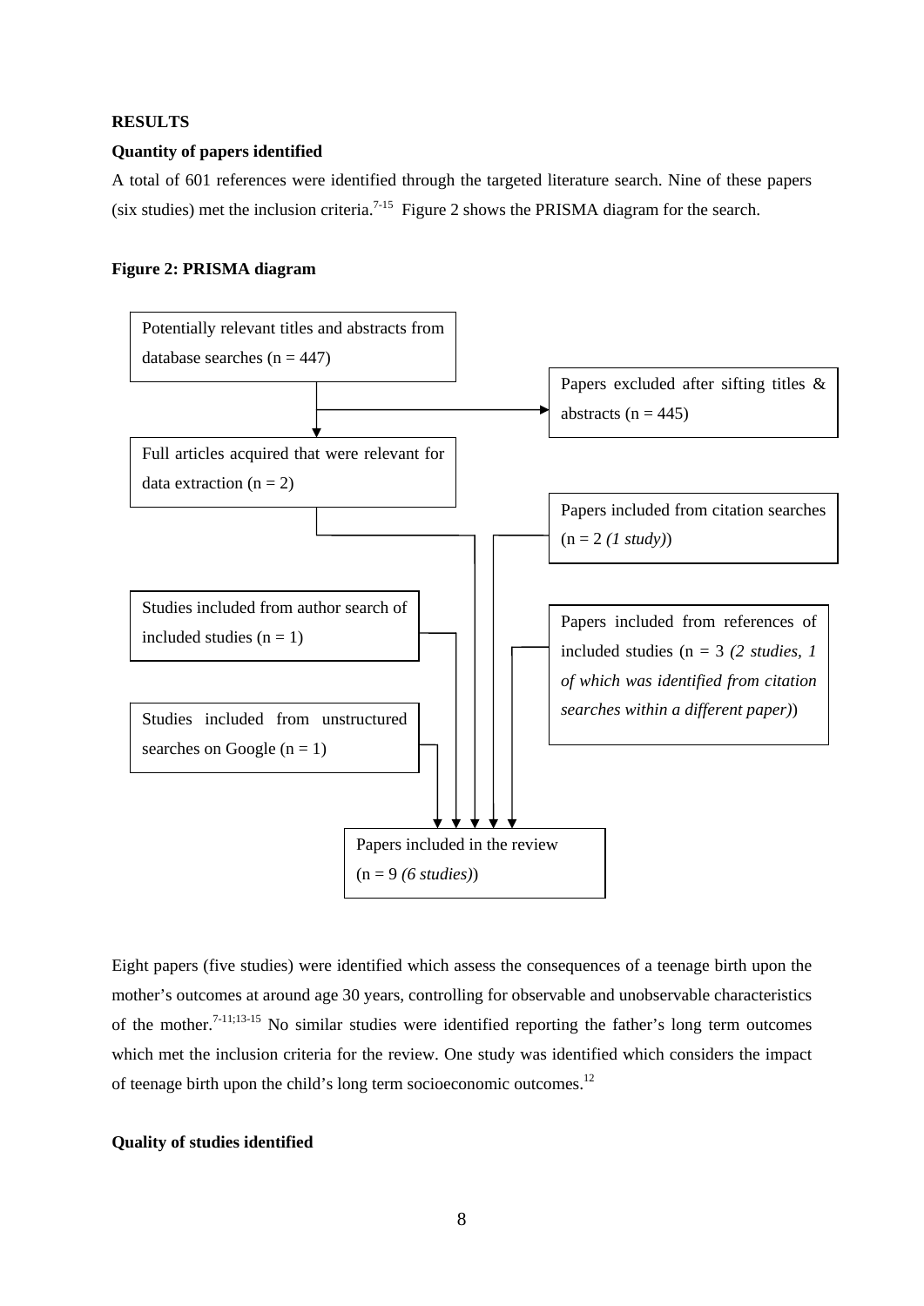## RESULTS

### Quantity of papers identified

A total of 601 references were identified through the targeted literature search. Nine of these papers (six studies) met the inclusion criteria.[7-15] Figure 2 shows the PRISMA diagram for the search.

**Figure 2: PRISMA diagram**

Potentially relevant titles and abstracts from database searches (n = 447)

Papers excluded after sifting titles & abstracts (n = 445)

Full articles acquired that were relevant for data extraction (n = 2)

Papers included from citation searches (n = 2 *(1 study)*)

Studies included from author search of included studies (n = 1)

Papers included from references of included studies (n = 3 *(2 studies, 1 of which was identified from citation searches within a different paper)*)

Studies included from unstructured searches on Google (n = 1)

Papers included in the review (n = 9 *(6 studies)*)

Eight papers (five studies) were identified which assess the consequences of a teenage birth upon the mother's outcomes at around age 30 years, controlling for observable and unobservable characteristics of the mother.[7-11;13-15] No similar studies were identified reporting the father's long term outcomes which met the inclusion criteria for the review. One study was identified which considers the impact of teenage birth upon the child's long term socioeconomic outcomes.[12]

### Quality of studies identified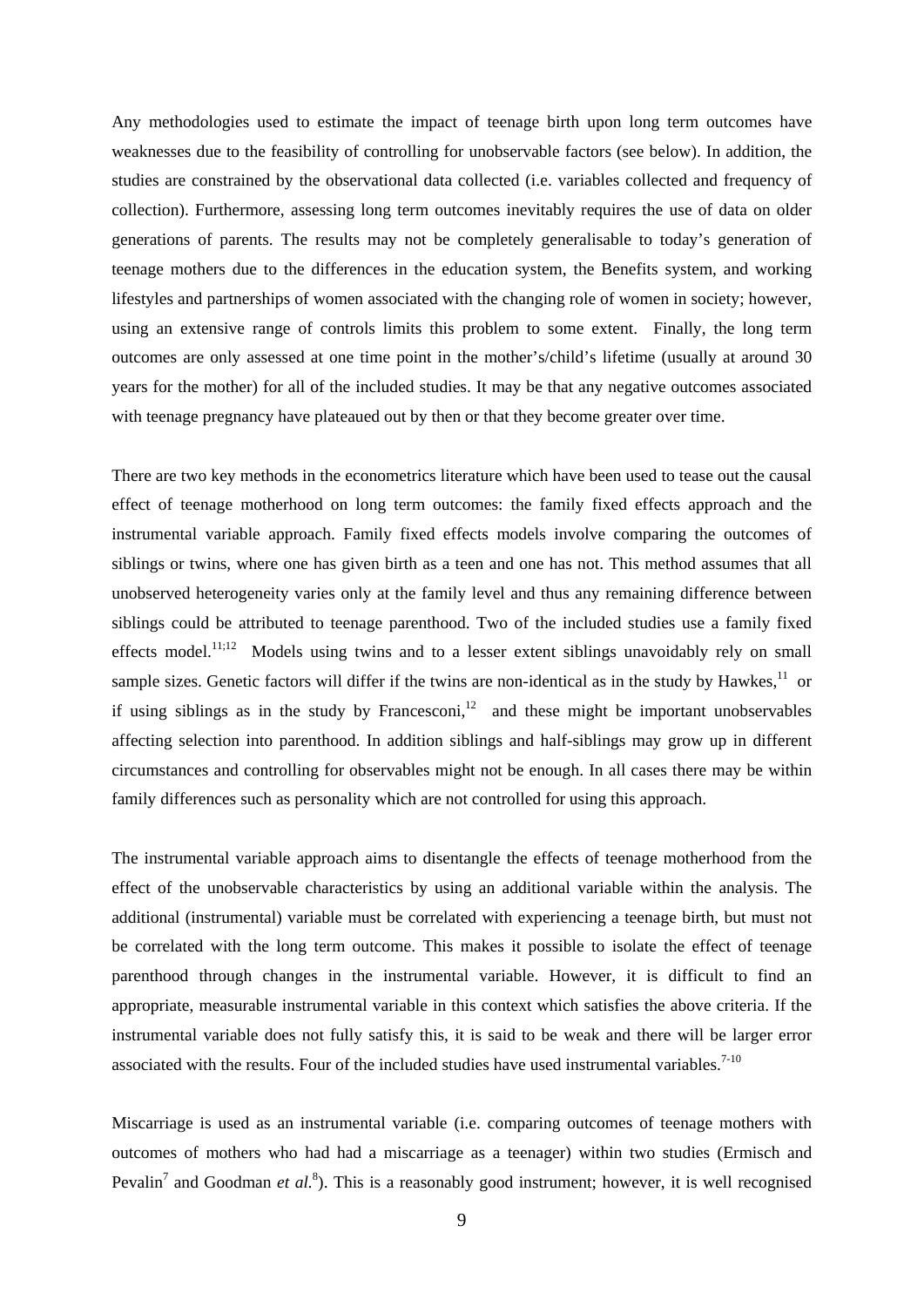Any methodologies used to estimate the impact of teenage birth upon long term outcomes have weaknesses due to the feasibility of controlling for unobservable factors (see below). In addition, the studies are constrained by the observational data collected (i.e. variables collected and frequency of collection). Furthermore, assessing long term outcomes inevitably requires the use of data on older generations of parents. The results may not be completely generalisable to today's generation of teenage mothers due to the differences in the education system, the Benefits system, and working lifestyles and partnerships of women associated with the changing role of women in society; however, using an extensive range of controls limits this problem to some extent. Finally, the long term outcomes are only assessed at one time point in the mother's/child's lifetime (usually at around 30 years for the mother) for all of the included studies. It may be that any negative outcomes associated with teenage pregnancy have plateaued out by then or that they become greater over time.

There are two key methods in the econometrics literature which have been used to tease out the causal effect of teenage motherhood on long term outcomes: the family fixed effects approach and the instrumental variable approach. Family fixed effects models involve comparing the outcomes of siblings or twins, where one has given birth as a teen and one has not. This method assumes that all unobserved heterogeneity varies only at the family level and thus any remaining difference between siblings could be attributed to teenage parenthood. Two of the included studies use a family fixed effects model.[11;12] Models using twins and to a lesser extent siblings unavoidably rely on small sample sizes. Genetic factors will differ if the twins are non-identical as in the study by Hawkes,[11] or if using siblings as in the study by Francesconi,[12] and these might be important unobservables affecting selection into parenthood. In addition siblings and half-siblings may grow up in different circumstances and controlling for observables might not be enough. In all cases there may be within family differences such as personality which are not controlled for using this approach.

The instrumental variable approach aims to disentangle the effects of teenage motherhood from the effect of the unobservable characteristics by using an additional variable within the analysis. The additional (instrumental) variable must be correlated with experiencing a teenage birth, but must not be correlated with the long term outcome. This makes it possible to isolate the effect of teenage parenthood through changes in the instrumental variable. However, it is difficult to find an appropriate, measurable instrumental variable in this context which satisfies the above criteria. If the instrumental variable does not fully satisfy this, it is said to be weak and there will be larger error associated with the results. Four of the included studies have used instrumental variables.[7-10]

Miscarriage is used as an instrumental variable (i.e. comparing outcomes of teenage mothers with outcomes of mothers who had had a miscarriage as a teenager) within two studies (Ermisch and Pevalin[7] and Goodman *et al.*[8]). This is a reasonably good instrument; however, it is well recognised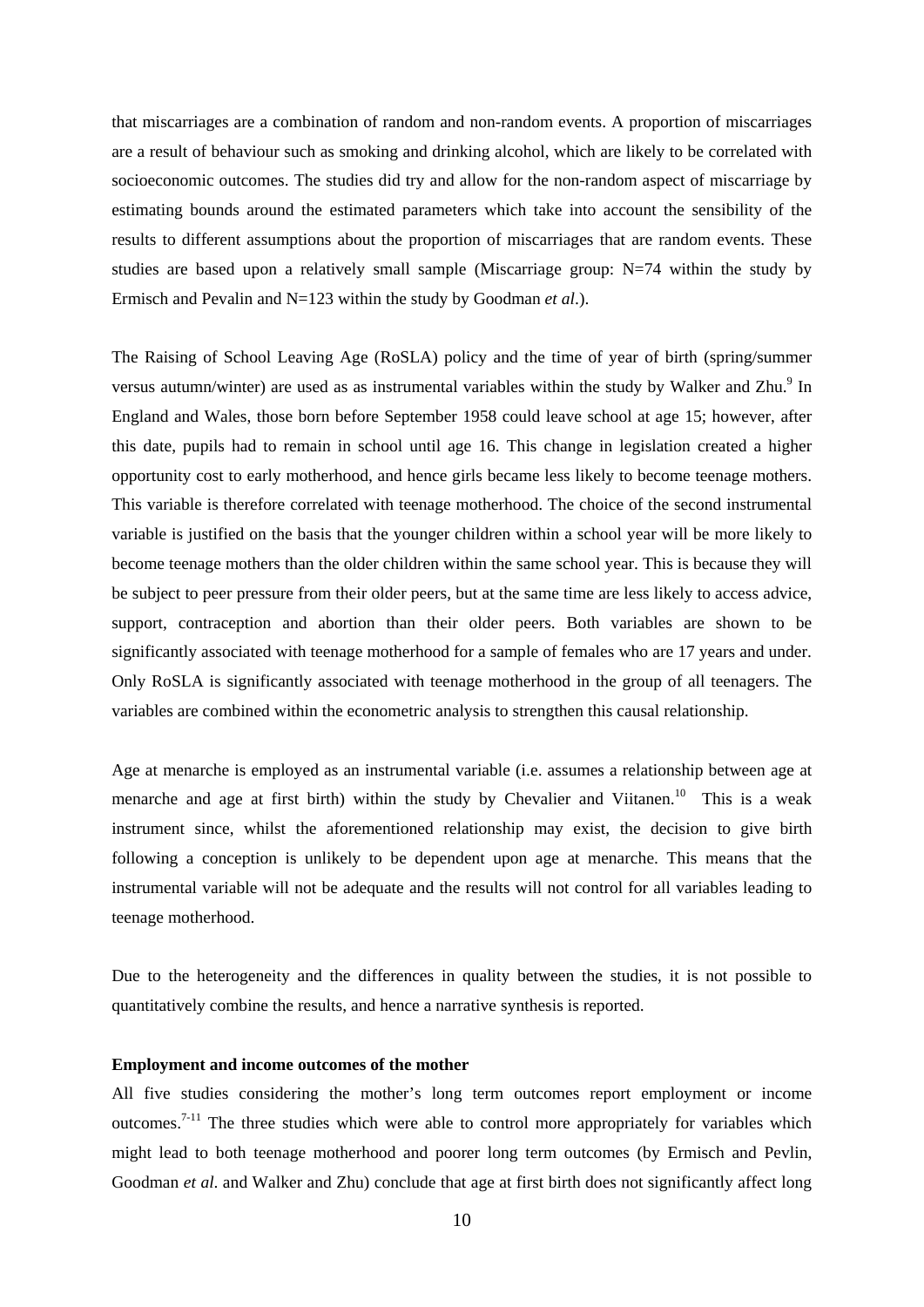that miscarriages are a combination of random and non-random events. A proportion of miscarriages are a result of behaviour such as smoking and drinking alcohol, which are likely to be correlated with socioeconomic outcomes. The studies did try and allow for the non-random aspect of miscarriage by estimating bounds around the estimated parameters which take into account the sensibility of the results to different assumptions about the proportion of miscarriages that are random events. These studies are based upon a relatively small sample (Miscarriage group: N=74 within the study by Ermisch and Pevalin and N=123 within the study by Goodman *et al*.).

The Raising of School Leaving Age (RoSLA) policy and the time of year of birth (spring/summer versus autumn/winter) are used as as instrumental variables within the study by Walker and Zhu.[9] In England and Wales, those born before September 1958 could leave school at age 15; however, after this date, pupils had to remain in school until age 16. This change in legislation created a higher opportunity cost to early motherhood, and hence girls became less likely to become teenage mothers. This variable is therefore correlated with teenage motherhood. The choice of the second instrumental variable is justified on the basis that the younger children within a school year will be more likely to become teenage mothers than the older children within the same school year. This is because they will be subject to peer pressure from their older peers, but at the same time are less likely to access advice, support, contraception and abortion than their older peers. Both variables are shown to be significantly associated with teenage motherhood for a sample of females who are 17 years and under. Only RoSLA is significantly associated with teenage motherhood in the group of all teenagers. The variables are combined within the econometric analysis to strengthen this causal relationship.

Age at menarche is employed as an instrumental variable (i.e. assumes a relationship between age at menarche and age at first birth) within the study by Chevalier and Viitanen.[10] This is a weak instrument since, whilst the aforementioned relationship may exist, the decision to give birth following a conception is unlikely to be dependent upon age at menarche. This means that the instrumental variable will not be adequate and the results will not control for all variables leading to teenage motherhood.

Due to the heterogeneity and the differences in quality between the studies, it is not possible to quantitatively combine the results, and hence a narrative synthesis is reported.

**Employment and income outcomes of the mother**

All five studies considering the mother's long term outcomes report employment or income outcomes.[7-11] The three studies which were able to control more appropriately for variables which might lead to both teenage motherhood and poorer long term outcomes (by Ermisch and Pevlin, Goodman *et al*. and Walker and Zhu) conclude that age at first birth does not significantly affect long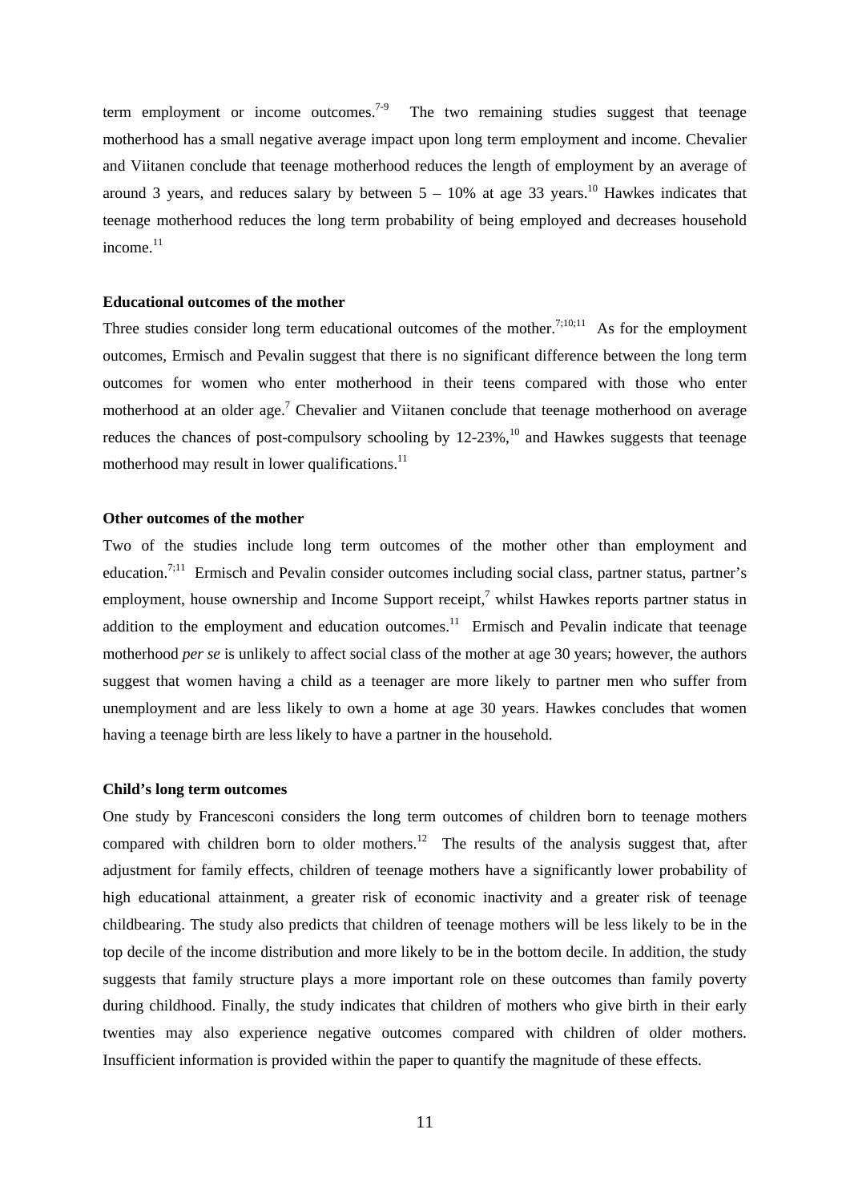term employment or income outcomes.[7-9] The two remaining studies suggest that teenage motherhood has a small negative average impact upon long term employment and income. Chevalier and Viitanen conclude that teenage motherhood reduces the length of employment by an average of around 3 years, and reduces salary by between 5 – 10% at age 33 years.[10] Hawkes indicates that teenage motherhood reduces the long term probability of being employed and decreases household income.[11]

### Educational outcomes of the mother

Three studies consider long term educational outcomes of the mother.[7;10;11] As for the employment outcomes, Ermisch and Pevalin suggest that there is no significant difference between the long term outcomes for women who enter motherhood in their teens compared with those who enter motherhood at an older age.[7] Chevalier and Viitanen conclude that teenage motherhood on average reduces the chances of post-compulsory schooling by 12-23%,[10] and Hawkes suggests that teenage motherhood may result in lower qualifications.[11]

### Other outcomes of the mother

Two of the studies include long term outcomes of the mother other than employment and education.[7;11] Ermisch and Pevalin consider outcomes including social class, partner status, partner's employment, house ownership and Income Support receipt,[7] whilst Hawkes reports partner status in addition to the employment and education outcomes.[11] Ermisch and Pevalin indicate that teenage motherhood *per se* is unlikely to affect social class of the mother at age 30 years; however, the authors suggest that women having a child as a teenager are more likely to partner men who suffer from unemployment and are less likely to own a home at age 30 years. Hawkes concludes that women having a teenage birth are less likely to have a partner in the household.

### Child's long term outcomes

One study by Francesconi considers the long term outcomes of children born to teenage mothers compared with children born to older mothers.[12] The results of the analysis suggest that, after adjustment for family effects, children of teenage mothers have a significantly lower probability of high educational attainment, a greater risk of economic inactivity and a greater risk of teenage childbearing. The study also predicts that children of teenage mothers will be less likely to be in the top decile of the income distribution and more likely to be in the bottom decile. In addition, the study suggests that family structure plays a more important role on these outcomes than family poverty during childhood. Finally, the study indicates that children of mothers who give birth in their early twenties may also experience negative outcomes compared with children of older mothers. Insufficient information is provided within the paper to quantify the magnitude of these effects.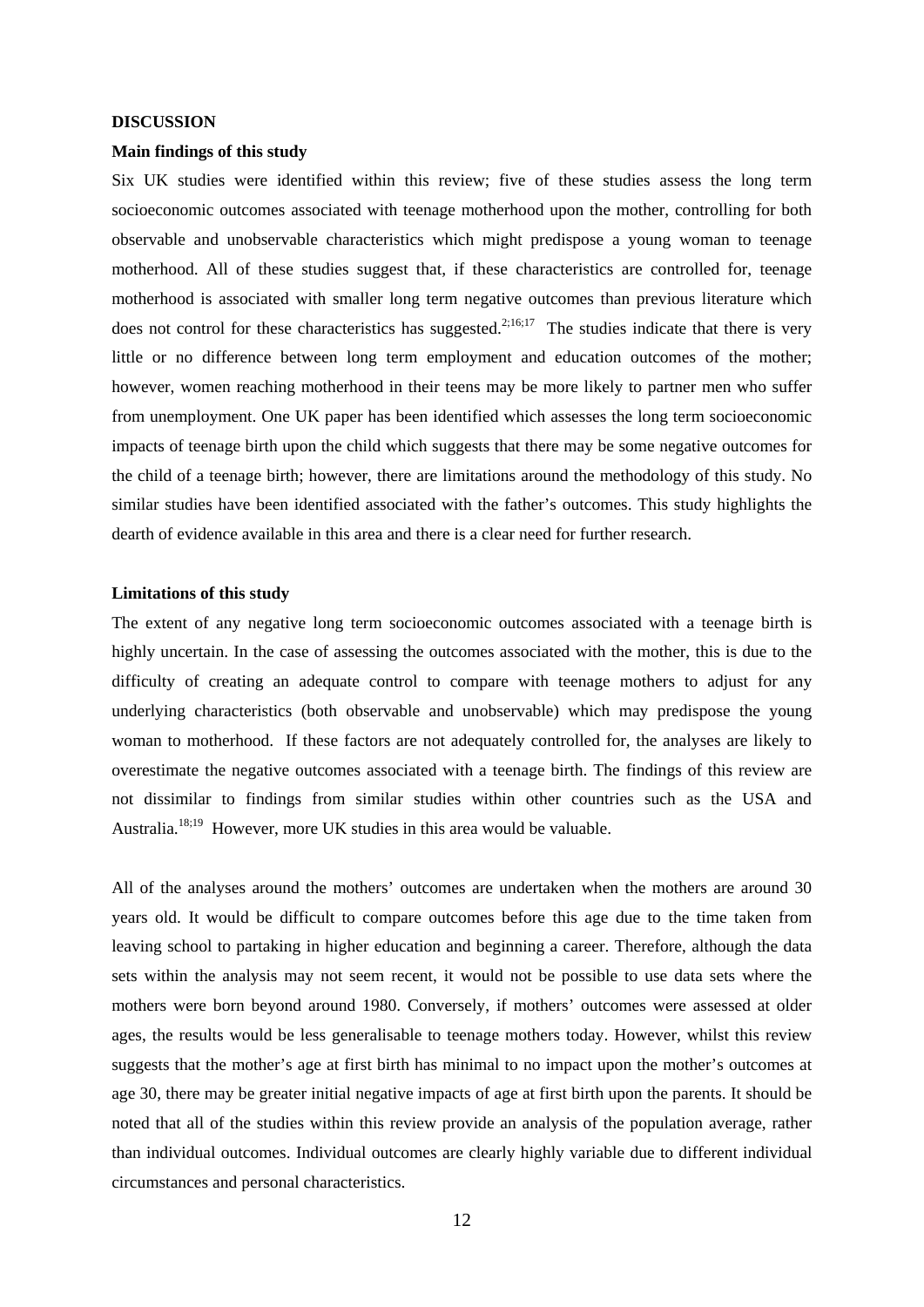## DISCUSSION

### Main findings of this study

Six UK studies were identified within this review; five of these studies assess the long term socioeconomic outcomes associated with teenage motherhood upon the mother, controlling for both observable and unobservable characteristics which might predispose a young woman to teenage motherhood. All of these studies suggest that, if these characteristics are controlled for, teenage motherhood is associated with smaller long term negative outcomes than previous literature which does not control for these characteristics has suggested.[2;16;17] The studies indicate that there is very little or no difference between long term employment and education outcomes of the mother; however, women reaching motherhood in their teens may be more likely to partner men who suffer from unemployment. One UK paper has been identified which assesses the long term socioeconomic impacts of teenage birth upon the child which suggests that there may be some negative outcomes for the child of a teenage birth; however, there are limitations around the methodology of this study. No similar studies have been identified associated with the father's outcomes. This study highlights the dearth of evidence available in this area and there is a clear need for further research.

### Limitations of this study

The extent of any negative long term socioeconomic outcomes associated with a teenage birth is highly uncertain. In the case of assessing the outcomes associated with the mother, this is due to the difficulty of creating an adequate control to compare with teenage mothers to adjust for any underlying characteristics (both observable and unobservable) which may predispose the young woman to motherhood. If these factors are not adequately controlled for, the analyses are likely to overestimate the negative outcomes associated with a teenage birth. The findings of this review are not dissimilar to findings from similar studies within other countries such as the USA and Australia.[18;19] However, more UK studies in this area would be valuable.

All of the analyses around the mothers' outcomes are undertaken when the mothers are around 30 years old. It would be difficult to compare outcomes before this age due to the time taken from leaving school to partaking in higher education and beginning a career. Therefore, although the data sets within the analysis may not seem recent, it would not be possible to use data sets where the mothers were born beyond around 1980. Conversely, if mothers' outcomes were assessed at older ages, the results would be less generalisable to teenage mothers today. However, whilst this review suggests that the mother's age at first birth has minimal to no impact upon the mother's outcomes at age 30, there may be greater initial negative impacts of age at first birth upon the parents. It should be noted that all of the studies within this review provide an analysis of the population average, rather than individual outcomes. Individual outcomes are clearly highly variable due to different individual circumstances and personal characteristics.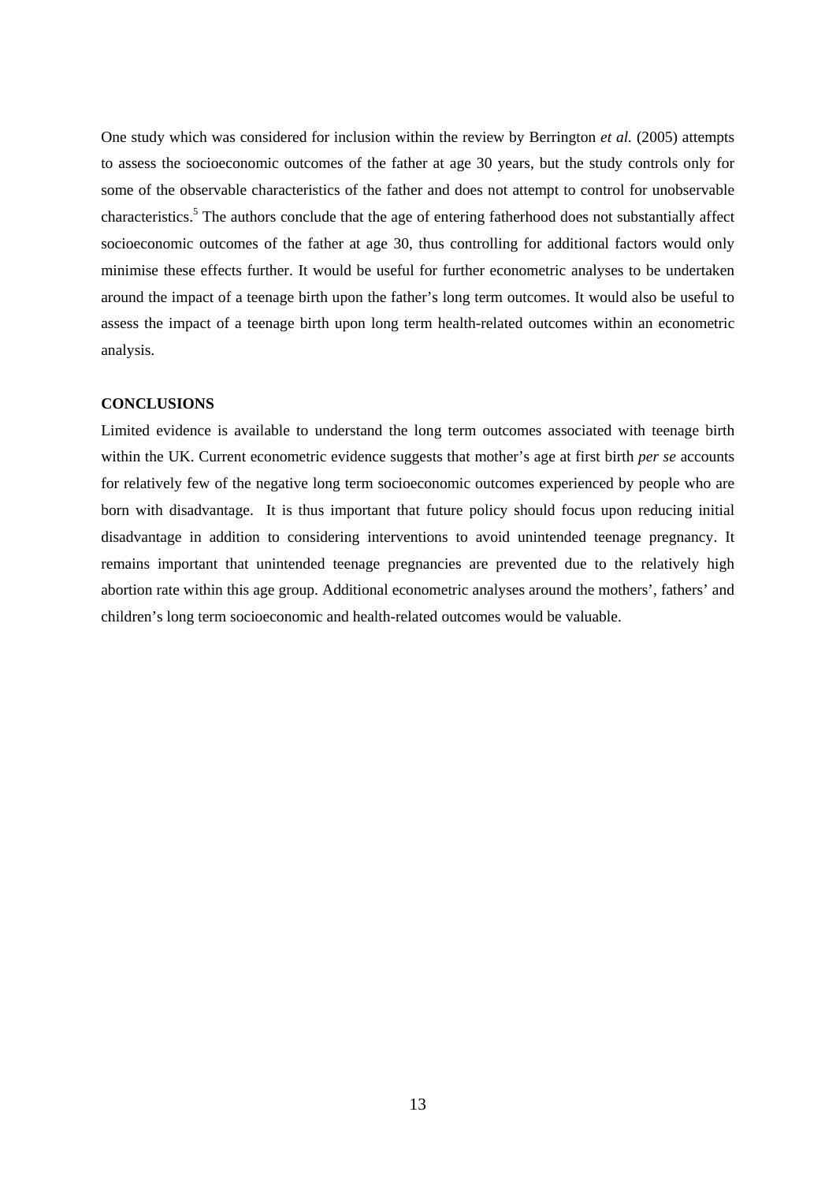One study which was considered for inclusion within the review by Berrington *et al.* (2005) attempts to assess the socioeconomic outcomes of the father at age 30 years, but the study controls only for some of the observable characteristics of the father and does not attempt to control for unobservable characteristics.[5] The authors conclude that the age of entering fatherhood does not substantially affect socioeconomic outcomes of the father at age 30, thus controlling for additional factors would only minimise these effects further. It would be useful for further econometric analyses to be undertaken around the impact of a teenage birth upon the father's long term outcomes. It would also be useful to assess the impact of a teenage birth upon long term health-related outcomes within an econometric analysis.

**CONCLUSIONS**

Limited evidence is available to understand the long term outcomes associated with teenage birth within the UK. Current econometric evidence suggests that mother's age at first birth *per se* accounts for relatively few of the negative long term socioeconomic outcomes experienced by people who are born with disadvantage. It is thus important that future policy should focus upon reducing initial disadvantage in addition to considering interventions to avoid unintended teenage pregnancy. It remains important that unintended teenage pregnancies are prevented due to the relatively high abortion rate within this age group. Additional econometric analyses around the mothers', fathers' and children's long term socioeconomic and health-related outcomes would be valuable.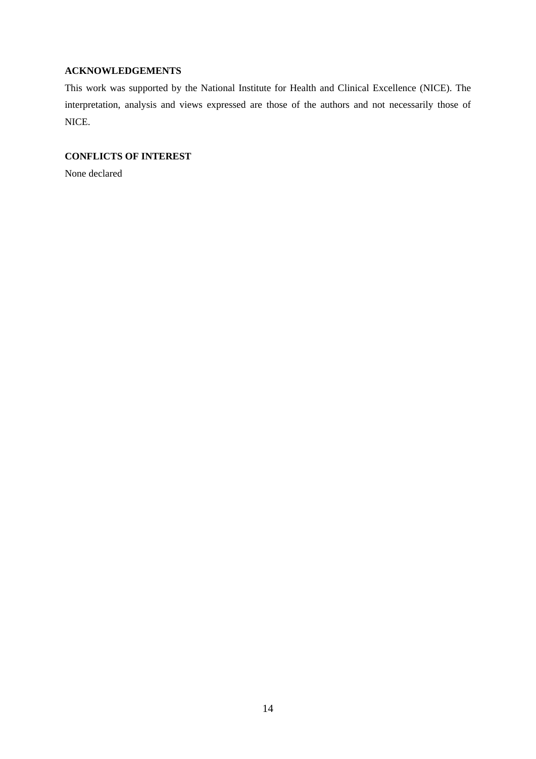## ACKNOWLEDGEMENTS

This work was supported by the National Institute for Health and Clinical Excellence (NICE). The interpretation, analysis and views expressed are those of the authors and not necessarily those of NICE.

## CONFLICTS OF INTEREST

None declared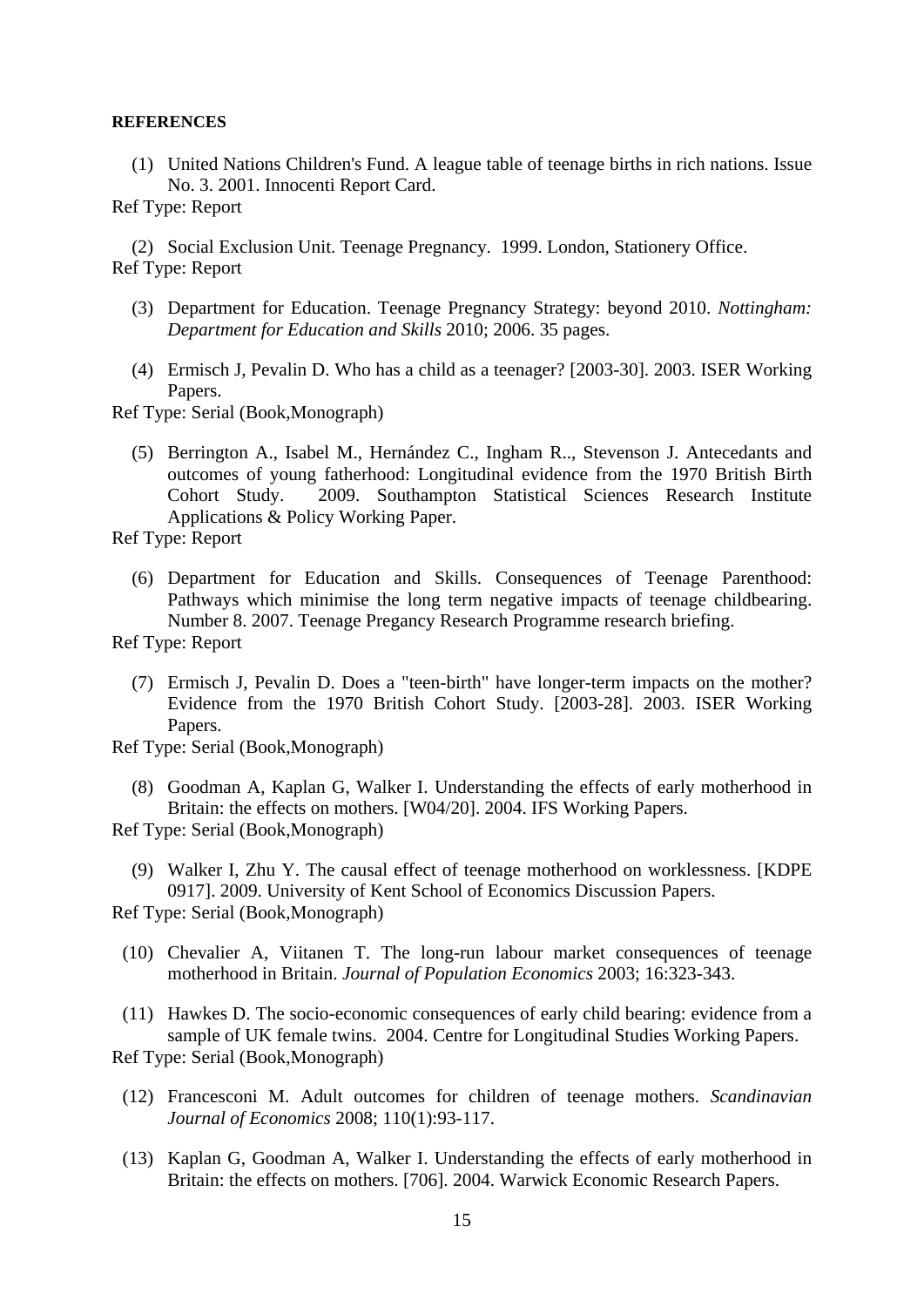**REFERENCES**

(1) United Nations Children's Fund. A league table of teenage births in rich nations. Issue No. 3. 2001. Innocenti Report Card.

Ref Type: Report

(2) Social Exclusion Unit. Teenage Pregnancy. 1999. London, Stationery Office.

Ref Type: Report

(3) Department for Education. Teenage Pregnancy Strategy: beyond 2010. *Nottingham: Department for Education and Skills* 2010; 2006. 35 pages.

(4) Ermisch J, Pevalin D. Who has a child as a teenager? [2003-30]. 2003. ISER Working Papers.

Ref Type: Serial (Book,Monograph)

(5) Berrington A., Isabel M., Hernández C., Ingham R.., Stevenson J. Antecedants and outcomes of young fatherhood: Longitudinal evidence from the 1970 British Birth Cohort Study. 2009. Southampton Statistical Sciences Research Institute Applications & Policy Working Paper.

Ref Type: Report

(6) Department for Education and Skills. Consequences of Teenage Parenthood: Pathways which minimise the long term negative impacts of teenage childbearing. Number 8. 2007. Teenage Pregancy Research Programme research briefing.

Ref Type: Report

(7) Ermisch J, Pevalin D. Does a "teen-birth" have longer-term impacts on the mother? Evidence from the 1970 British Cohort Study. [2003-28]. 2003. ISER Working Papers.

Ref Type: Serial (Book,Monograph)

(8) Goodman A, Kaplan G, Walker I. Understanding the effects of early motherhood in Britain: the effects on mothers. [W04/20]. 2004. IFS Working Papers.

Ref Type: Serial (Book,Monograph)

(9) Walker I, Zhu Y. The causal effect of teenage motherhood on worklessness. [KDPE 0917]. 2009. University of Kent School of Economics Discussion Papers.

Ref Type: Serial (Book,Monograph)

(10) Chevalier A, Viitanen T. The long-run labour market consequences of teenage motherhood in Britain. *Journal of Population Economics* 2003; 16:323-343.

(11) Hawkes D. The socio-economic consequences of early child bearing: evidence from a sample of UK female twins. 2004. Centre for Longitudinal Studies Working Papers.

Ref Type: Serial (Book,Monograph)

(12) Francesconi M. Adult outcomes for children of teenage mothers. *Scandinavian Journal of Economics* 2008; 110(1):93-117.

(13) Kaplan G, Goodman A, Walker I. Understanding the effects of early motherhood in Britain: the effects on mothers. [706]. 2004. Warwick Economic Research Papers.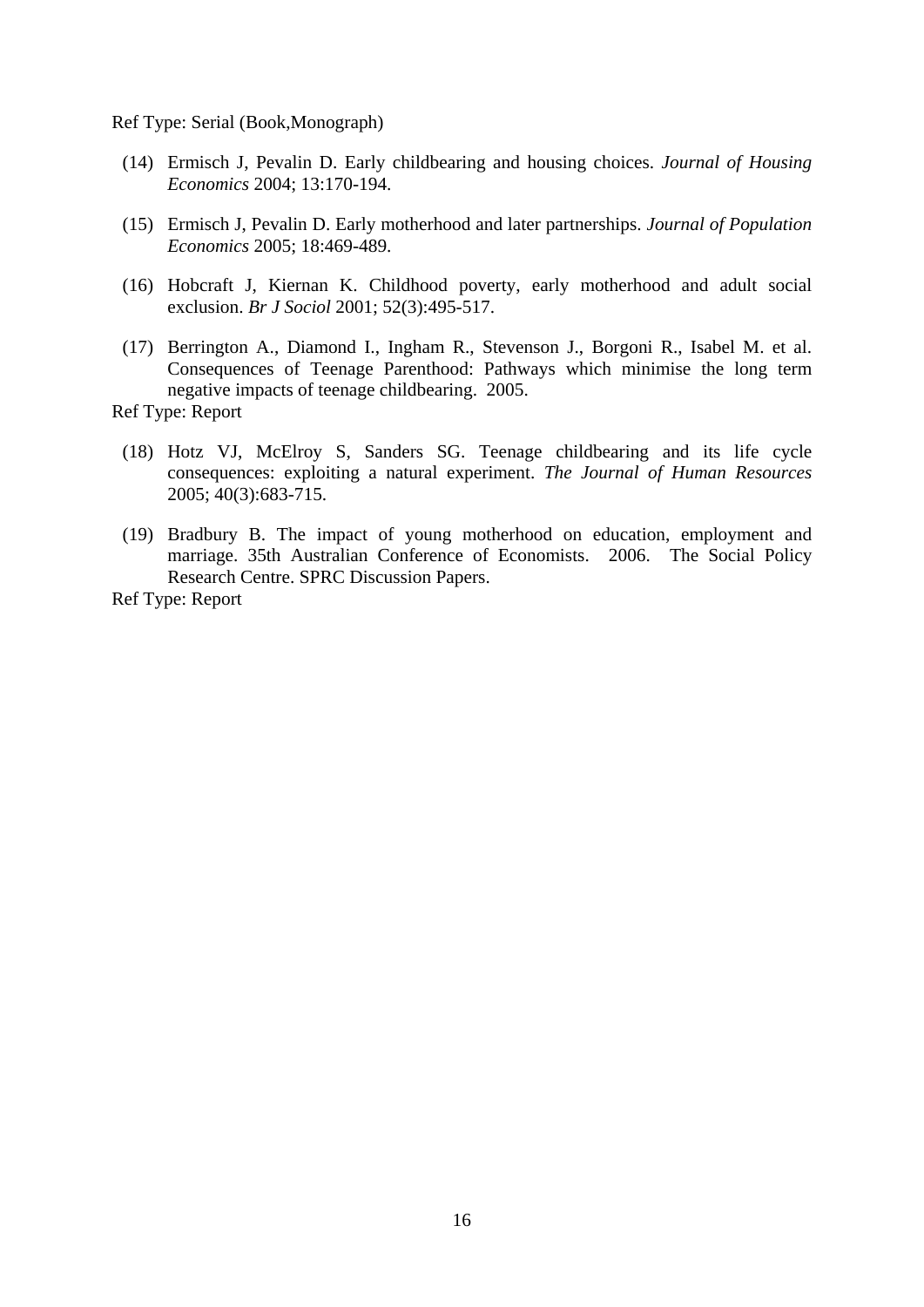Ref Type: Serial (Book,Monograph)

(14) Ermisch J, Pevalin D. Early childbearing and housing choices. *Journal of Housing Economics* 2004; 13:170-194.

(15) Ermisch J, Pevalin D. Early motherhood and later partnerships. *Journal of Population Economics* 2005; 18:469-489.

(16) Hobcraft J, Kiernan K. Childhood poverty, early motherhood and adult social exclusion. *Br J Sociol* 2001; 52(3):495-517.

(17) Berrington A., Diamond I., Ingham R., Stevenson J., Borgoni R., Isabel M. et al. Consequences of Teenage Parenthood: Pathways which minimise the long term negative impacts of teenage childbearing. 2005.

Ref Type: Report

(18) Hotz VJ, McElroy S, Sanders SG. Teenage childbearing and its life cycle consequences: exploiting a natural experiment. *The Journal of Human Resources* 2005; 40(3):683-715.

(19) Bradbury B. The impact of young motherhood on education, employment and marriage. 35th Australian Conference of Economists. 2006. The Social Policy Research Centre. SPRC Discussion Papers.

Ref Type: Report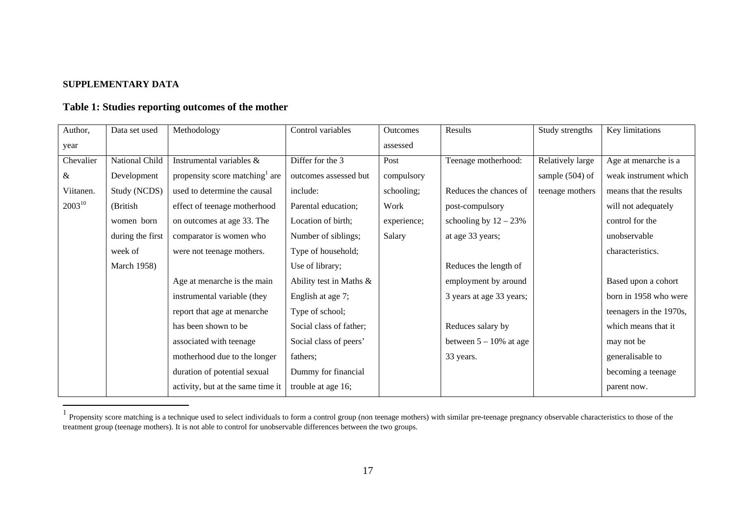**SUPPLEMENTARY DATA**

## Table 1: Studies reporting outcomes of the mother

| Author, year | Data set used | Methodology | Control variables | Outcomes assessed | Results | Study strengths | Key limitations |
|---|---|---|---|---|---|---|---|
| Chevalier & Viitanen. 2003[10] | National Child Development Study (NCDS) (British women born during the first week of March 1958) | Instrumental variables & propensity score matching[1] are used to determine the causal effect of teenage motherhood on outcomes at age 33. The comparator is women who were not teenage mothers.<br><br>Age at menarche is the main instrumental variable (they report that age at menarche has been shown to be associated with teenage motherhood due to the longer duration of potential sexual activity, but at the same time it | Differ for the 3 outcomes assessed but include:<br>Parental education;<br>Location of birth;<br>Number of siblings;<br>Type of household;<br>Use of library;<br>Ability test in Maths & English at age 7;<br>Type of school;<br>Social class of father;<br>Social class of peers' fathers;<br>Dummy for financial trouble at age 16; | Post compulsory schooling;<br>Work experience;<br>Salary | Teenage motherhood:<br><br>Reduces the chances of post-compulsory schooling by 12 – 23% at age 33 years;<br><br>Reduces the length of employment by around 3 years at age 33 years;<br><br>Reduces salary by between 5 – 10% at age 33 years. | Relatively large sample (504) of teenage mothers | Age at menarche is a weak instrument which means that the results will not adequately control for the unobservable characteristics.<br><br>Based upon a cohort born in 1958 who were teenagers in the 1970s, which means that it may not be generalisable to becoming a teenage parent now. |

[1] Propensity score matching is a technique used to select individuals to form a control group (non teenage mothers) with similar pre-teenage pregnancy observable characteristics to those of the treatment group (teenage mothers). It is not able to control for unobservable differences between the two groups.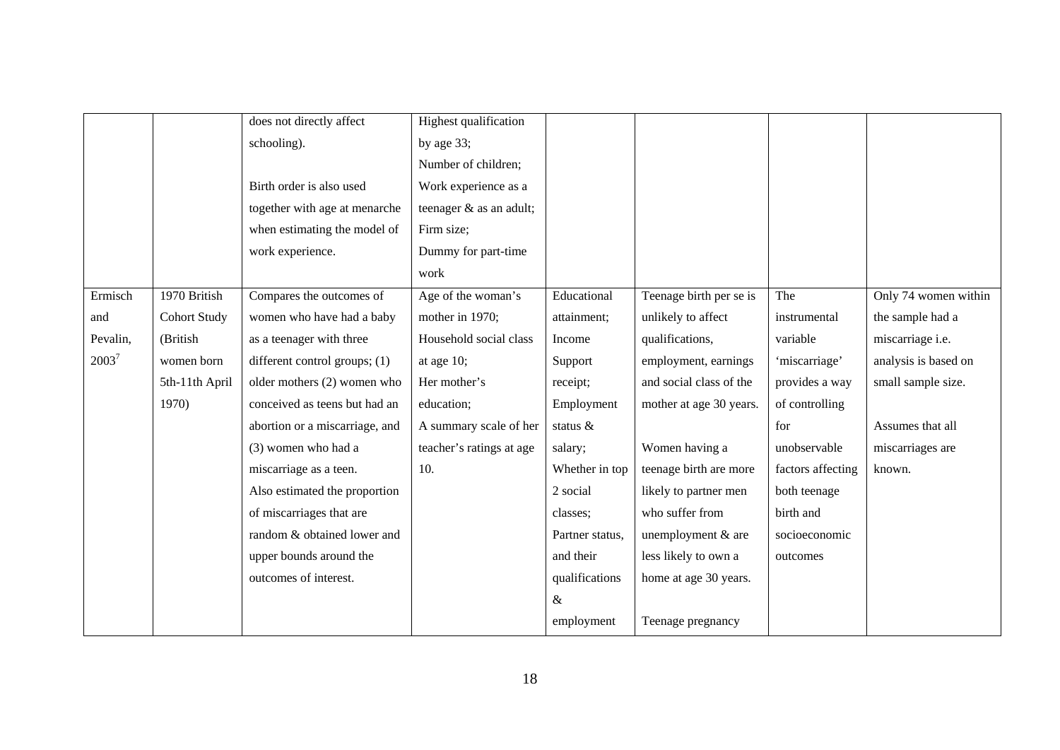|  |  |  |  |  |  |  |  |
|---|---|---|---|---|---|---|---|
|  |  | does not directly affect schooling).<br><br>Birth order is also used together with age at menarche when estimating the model of work experience. | Highest qualification by age 33;<br>Number of children;<br>Work experience as a teenager & as an adult;<br>Firm size;<br>Dummy for part-time work |  |  |  |  |
| Ermisch and Pevalin, 2003[7] | 1970 British Cohort Study (British women born 5th-11th April 1970) | Compares the outcomes of women who have had a baby as a teenager with three different control groups; (1) older mothers (2) women who conceived as teens but had an abortion or a miscarriage, and (3) women who had a miscarriage as a teen.<br>Also estimated the proportion of miscarriages that are random & obtained lower and upper bounds around the outcomes of interest. | Age of the woman's mother in 1970;<br>Household social class at age 10;<br>Her mother's education;<br>A summary scale of her teacher's ratings at age 10. | Educational attainment;<br>Income Support receipt;<br>Employment status & salary;<br>Whether in top 2 social classes;<br>Partner status, and their qualifications & employment | Teenage birth per se is unlikely to affect qualifications, employment, earnings and social class of the mother at age 30 years.<br><br>Women having a teenage birth are more likely to partner men who suffer from unemployment & are less likely to own a home at age 30 years.<br><br>Teenage pregnancy | The instrumental variable 'miscarriage' provides a way of controlling for unobservable factors affecting both teenage birth and socioeconomic outcomes | Only 74 women within the sample had a miscarriage i.e. analysis is based on small sample size.<br><br>Assumes that all miscarriages are known. |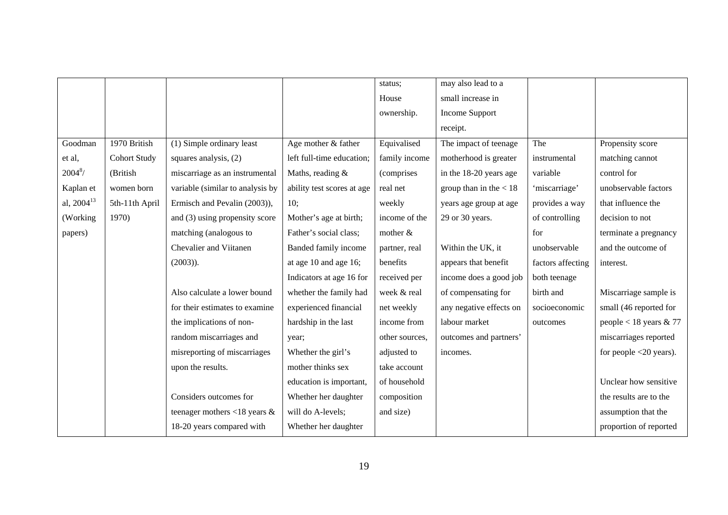| | | | | status; House ownership. | may also lead to a small increase in Income Support receipt. | | |
|---|---|---|---|---|---|---|---|
| Goodman et al, 2004[8]/ Kaplan et al, 2004[13] (Working papers) | 1970 British Cohort Study (British women born 5th-11th April 1970) | (1) Simple ordinary least squares analysis, (2) miscarriage as an instrumental variable (similar to analysis by Ermisch and Pevalin (2003)), and (3) using propensity score matching (analogous to Chevalier and Viitanen (2003)). Also calculate a lower bound for their estimates to examine the implications of non-random miscarriages and misreporting of miscarriages upon the results. Considers outcomes for teenager mothers <18 years & 18-20 years compared with | Age mother & father left full-time education; Maths, reading & ability test scores at age 10; Mother's age at birth; Father's social class; Banded family income at age 10 and age 16; Indicators at age 16 for whether the family had experienced financial hardship in the last year; Whether the girl's mother thinks sex education is important, Whether her daughter will do A-levels; Whether her daughter | Equivalised family income (comprises real net weekly income of the mother & partner, real benefits received per week & real net weekly income from other sources, adjusted to take account of household composition and size) | The impact of teenage motherhood is greater in the 18-20 years age group than in the < 18 years age group at age 29 or 30 years. Within the UK, it appears that benefit income does a good job of compensating for any negative effects on labour market outcomes and partners' incomes. | The instrumental variable 'miscarriage' provides a way of controlling for unobservable factors affecting both teenage birth and socioeconomic outcomes | Propensity score matching cannot control for unobservable factors that influence the decision to not terminate a pregnancy and the outcome of interest. Miscarriage sample is small (46 reported for people < 18 years & 77 miscarriages reported for people <20 years). Unclear how sensitive the results are to the assumption that the proportion of reported |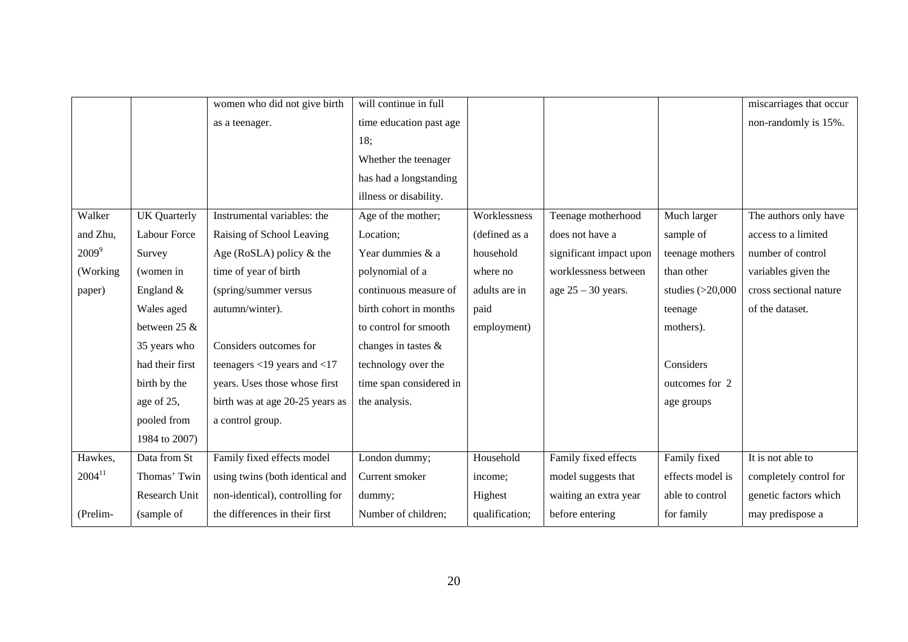| | | women who did not give birth as a teenager. | will continue in full time education past age 18; Whether the teenager has had a longstanding illness or disability. | | | | miscarriages that occur non-randomly is 15%. |
|---|---|---|---|---|---|---|---|
| Walker and Zhu, 2009[9] (Working paper) | UK Quarterly Labour Force Survey (women in England & Wales aged between 25 & 35 years who had their first birth by the age of 25, pooled from 1984 to 2007) | Instrumental variables: the Raising of School Leaving Age (RoSLA) policy & the time of year of birth (spring/summer versus autumn/winter). Considers outcomes for teenagers <19 years and <17 years. Uses those whose first birth was at age 20-25 years as a control group. | Age of the mother; Location; Year dummies & a polynomial of a continuous measure of birth cohort in months to control for smooth changes in tastes & technology over the time span considered in the analysis. | Worklessness (defined as a household where no adults are in paid employment) | Teenage motherhood does not have a significant impact upon worklessness between age 25 – 30 years. | Much larger sample of teenage mothers than other studies (>20,000 teenage mothers). Considers outcomes for 2 age groups | The authors only have access to a limited number of control variables given the cross sectional nature of the dataset. |
| Hawkes, 2004[11] (Prelim- | Data from St Thomas' Twin Research Unit (sample of | Family fixed effects model using twins (both identical and non-identical), controlling for the differences in their first | London dummy; Current smoker dummy; Number of children; | Household income; Highest qualification; | Family fixed effects model suggests that waiting an extra year before entering | Family fixed effects model is able to control for family | It is not able to completely control for genetic factors which may predispose a |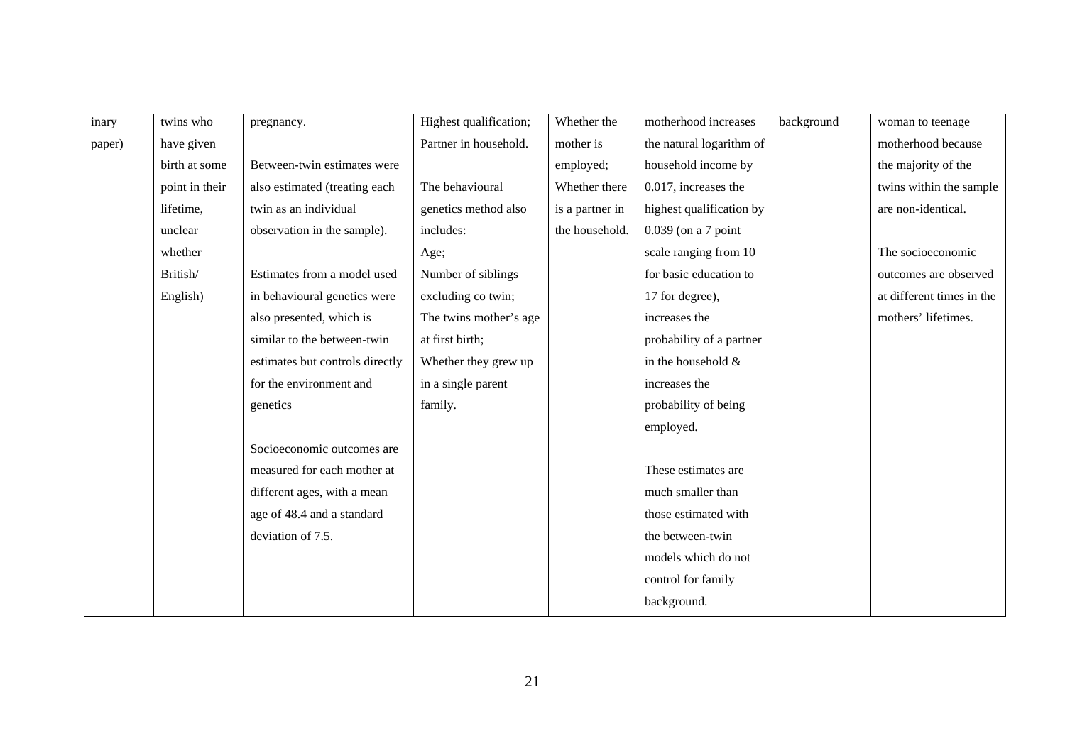| inary paper) | twins who have given birth at some point in their lifetime, unclear whether British/ English) | pregnancy.<br><br>Between-twin estimates were also estimated (treating each twin as an individual observation in the sample).<br><br>Estimates from a model used in behavioural genetics were also presented, which is similar to the between-twin estimates but controls directly for the environment and genetics<br><br>Socioeconomic outcomes are measured for each mother at different ages, with a mean age of 48.4 and a standard deviation of 7.5. | Highest qualification; Partner in household.<br><br>The behavioural genetics method also includes:<br>Age;<br>Number of siblings excluding co twin;<br>The twins mother's age at first birth;<br>Whether they grew up in a single parent family. | Whether the mother is employed;<br>Whether there is a partner in the household. | motherhood increases the natural logarithm of household income by 0.017, increases the highest qualification by 0.039 (on a 7 point scale ranging from 10 for basic education to 17 for degree), increases the probability of a partner in the household & increases the probability of being employed.<br><br>These estimates are much smaller than those estimated with the between-twin models which do not control for family background. | background | woman to teenage motherhood because the majority of the twins within the sample are non-identical.<br><br>The socioeconomic outcomes are observed at different times in the mothers' lifetimes. |
|---|---|---|---|---|---|---|---|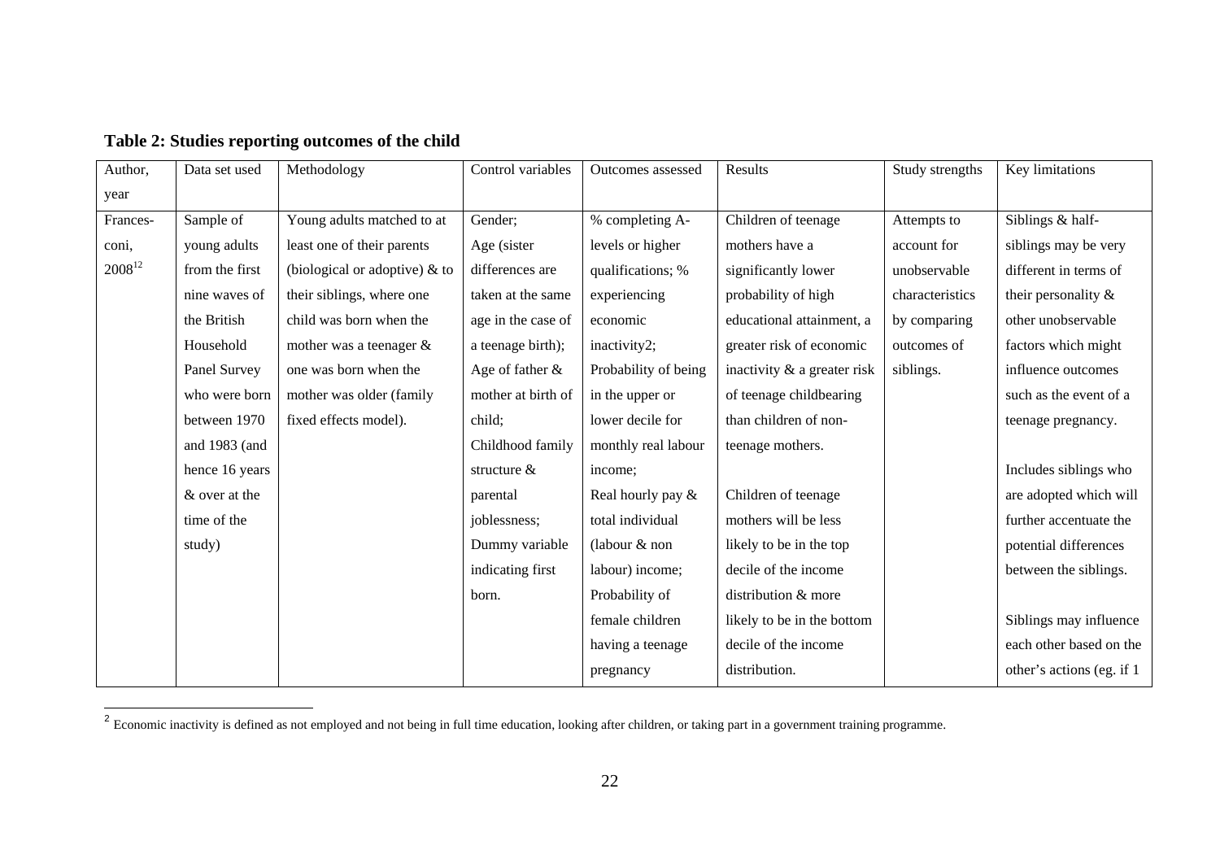**Table 2: Studies reporting outcomes of the child**

| Author, year | Data set used | Methodology | Control variables | Outcomes assessed | Results | Study strengths | Key limitations |
|---|---|---|---|---|---|---|---|
| Francesconi, 2008[12] | Sample of young adults from the first nine waves of the British Household Panel Survey who were born between 1970 and 1983 (and hence 16 years & over at the time of the study) | Young adults matched to at least one of their parents (biological or adoptive) & to their siblings, where one child was born when the mother was a teenager & one was born when the mother was older (family fixed effects model). | Gender; Age (sister differences are taken at the same age in the case of a teenage birth); Age of father & mother at birth of child; Childhood family structure & parental joblessness; Dummy variable indicating first born. | % completing A-levels or higher qualifications; % experiencing economic inactivity2; Probability of being in the upper or lower decile for monthly real labour income; Real hourly pay & total individual (labour & non labour) income; Probability of female children having a teenage pregnancy | Children of teenage mothers have a significantly lower probability of high educational attainment, a greater risk of economic inactivity & a greater risk of teenage childbearing than children of non-teenage mothers. <br><br> Children of teenage mothers will be less likely to be in the top decile of the income distribution & more likely to be in the bottom decile of the income distribution. | Attempts to account for unobservable characteristics by comparing outcomes of siblings. | Siblings & half-siblings may be very different in terms of their personality & other unobservable factors which might influence outcomes such as the event of a teenage pregnancy. <br><br> Includes siblings who are adopted which will further accentuate the potential differences between the siblings. <br><br> Siblings may influence each other based on the other's actions (eg. if 1 |

[2] Economic inactivity is defined as not employed and not being in full time education, looking after children, or taking part in a government training programme.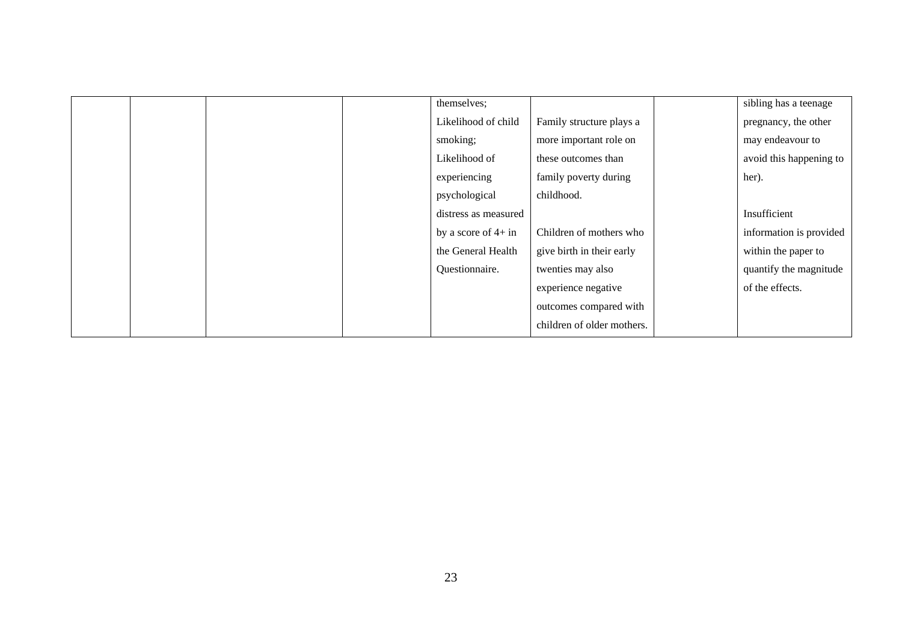| | | | | | | | |
|---|---|---|---|---|---|---|---|
| | | | | themselves; Likelihood of child smoking; Likelihood of experiencing psychological distress as measured by a score of 4+ in the General Health Questionnaire. | Family structure plays a more important role on these outcomes than family poverty during childhood.<br><br>Children of mothers who give birth in their early twenties may also experience negative outcomes compared with children of older mothers. | | sibling has a teenage pregnancy, the other may endeavour to avoid this happening to her).<br><br>Insufficient information is provided within the paper to quantify the magnitude of the effects. |